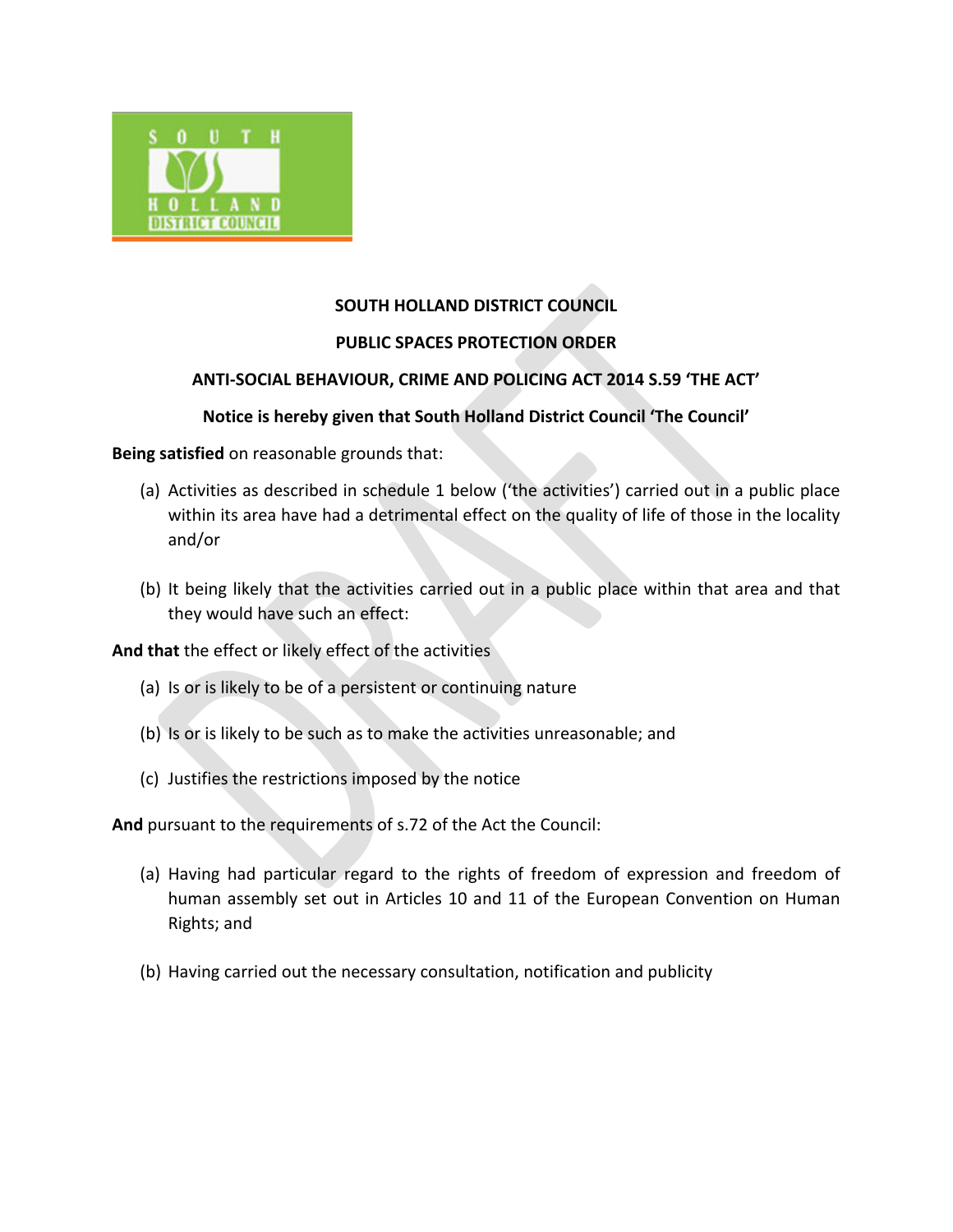# SOUTH HOLLAND DISTRICT COUNCIL

## PUBLIC SPACES PROTECTION ORDER

## ANTI-SOCIAL BEHAVIOUR, CRIME AND POLICING ACT 2014 S.59 'THE ACT'

**Notice is hereby given that South Holland District Council 'The Council'**

**Being satisfied** on reasonable grounds that:

(a) Activities as described in schedule 1 below ('the activities') carried out in a public place within its area have had a detrimental effect on the quality of life of those in the locality and/or

(b) It being likely that the activities carried out in a public place within that area and that they would have such an effect:

**And that** the effect or likely effect of the activities

(a) Is or is likely to be of a persistent or continuing nature

(b) Is or is likely to be such as to make the activities unreasonable; and

(c) Justifies the restrictions imposed by the notice

**And** pursuant to the requirements of s.72 of the Act the Council:

(a) Having had particular regard to the rights of freedom of expression and freedom of human assembly set out in Articles 10 and 11 of the European Convention on Human Rights; and

(b) Having carried out the necessary consultation, notification and publicity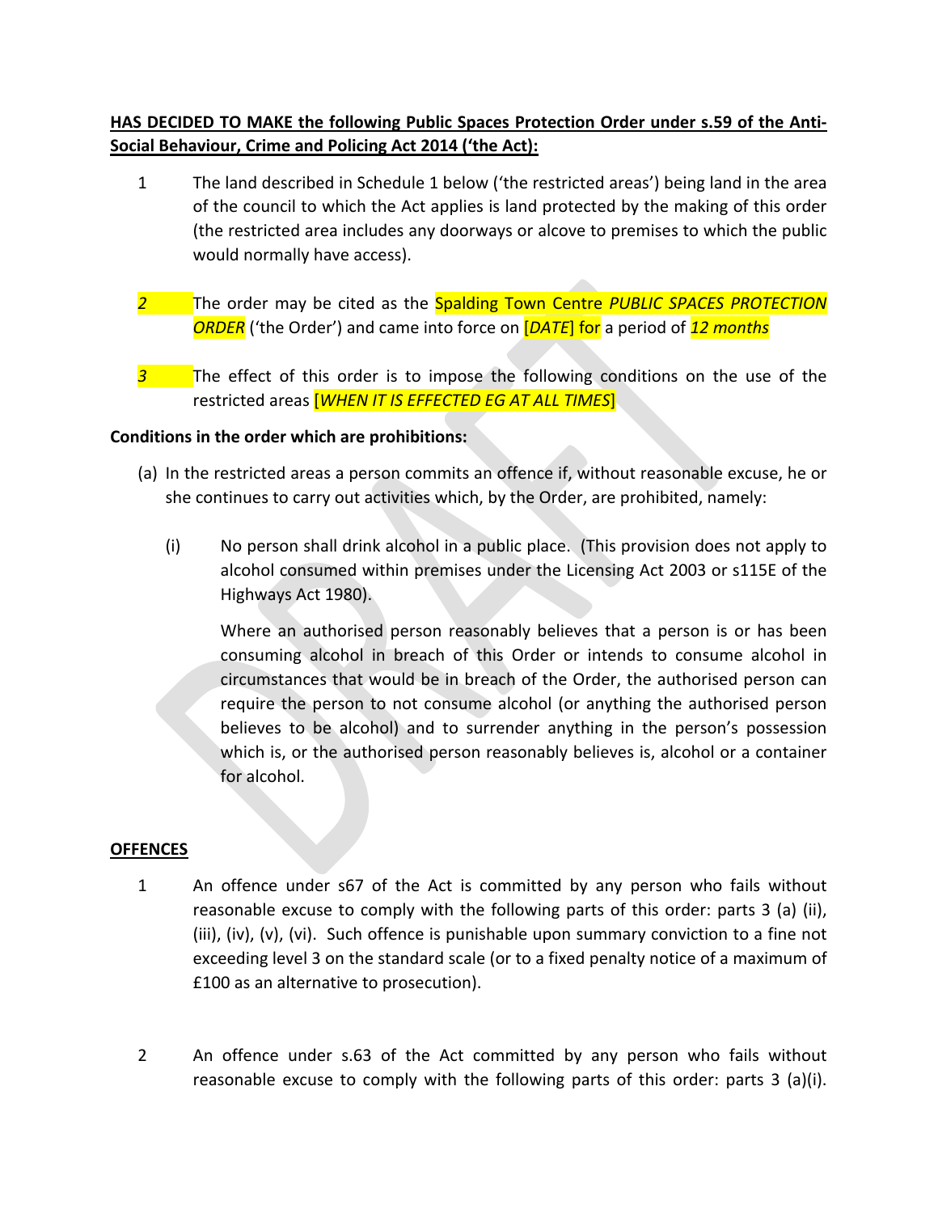**HAS DECIDED TO MAKE the following Public Spaces Protection Order under s.59 of the Anti-Social Behaviour, Crime and Policing Act 2014 ('the Act):**

1 The land described in Schedule 1 below ('the restricted areas') being land in the area of the council to which the Act applies is land protected by the making of this order (the restricted area includes any doorways or alcove to premises to which the public would normally have access).

2 The order may be cited as the Spalding Town Centre *PUBLIC SPACES PROTECTION ORDER* ('the Order') and came into force on [*DATE*] for a period of *12 months*

3 The effect of this order is to impose the following conditions on the use of the restricted areas [*WHEN IT IS EFFECTED EG AT ALL TIMES*]

**Conditions in the order which are prohibitions:**

(a) In the restricted areas a person commits an offence if, without reasonable excuse, he or she continues to carry out activities which, by the Order, are prohibited, namely:

(i) No person shall drink alcohol in a public place. (This provision does not apply to alcohol consumed within premises under the Licensing Act 2003 or s115E of the Highways Act 1980).

Where an authorised person reasonably believes that a person is or has been consuming alcohol in breach of this Order or intends to consume alcohol in circumstances that would be in breach of the Order, the authorised person can require the person to not consume alcohol (or anything the authorised person believes to be alcohol) and to surrender anything in the person's possession which is, or the authorised person reasonably believes is, alcohol or a container for alcohol.

**OFFENCES**

1 An offence under s67 of the Act is committed by any person who fails without reasonable excuse to comply with the following parts of this order: parts 3 (a) (ii), (iii), (iv), (v), (vi). Such offence is punishable upon summary conviction to a fine not exceeding level 3 on the standard scale (or to a fixed penalty notice of a maximum of £100 as an alternative to prosecution).

2 An offence under s.63 of the Act committed by any person who fails without reasonable excuse to comply with the following parts of this order: parts 3 (a)(i).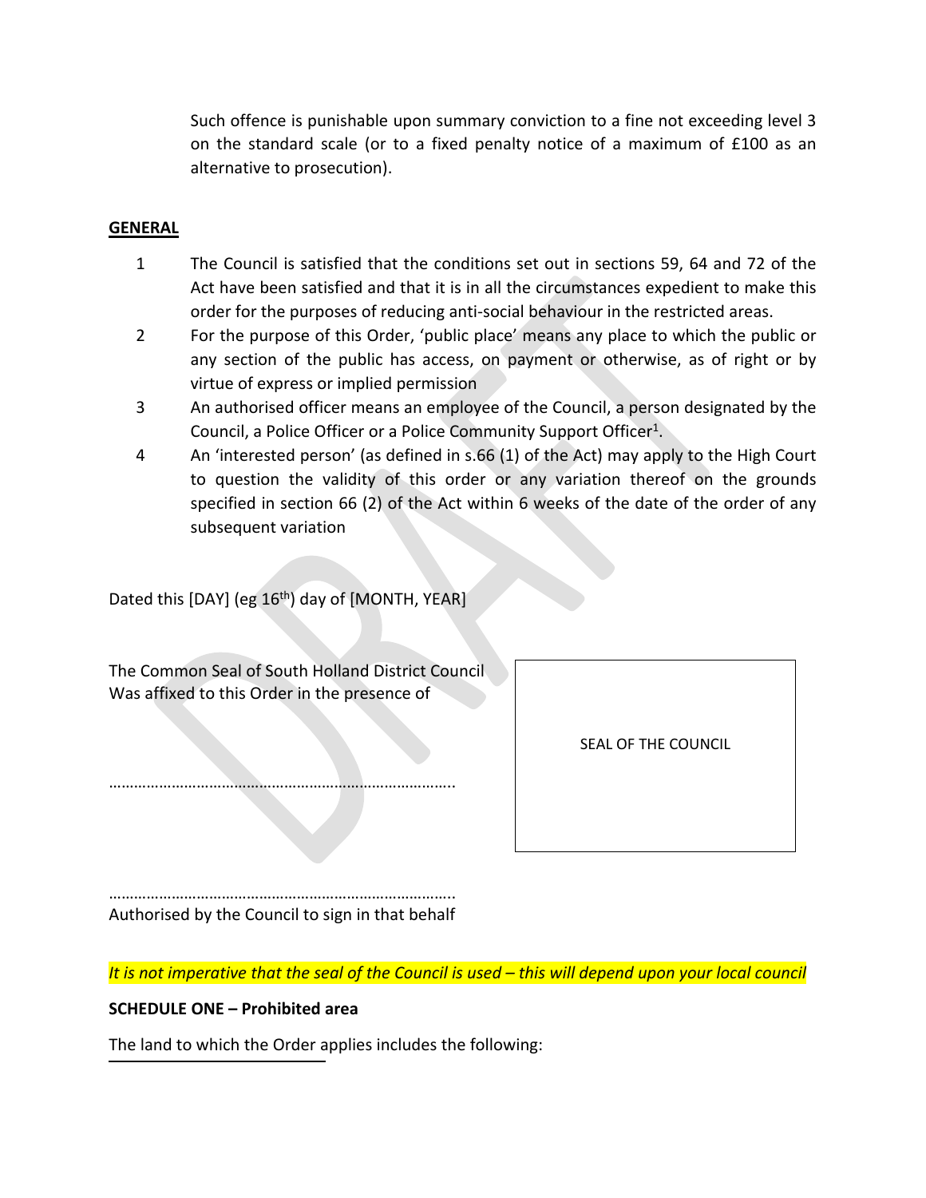Such offence is punishable upon summary conviction to a fine not exceeding level 3 on the standard scale (or to a fixed penalty notice of a maximum of £100 as an alternative to prosecution).

**GENERAL**

1. The Council is satisfied that the conditions set out in sections 59, 64 and 72 of the Act have been satisfied and that it is in all the circumstances expedient to make this order for the purposes of reducing anti-social behaviour in the restricted areas.
2. For the purpose of this Order, 'public place' means any place to which the public or any section of the public has access, on payment or otherwise, as of right or by virtue of express or implied permission
3. An authorised officer means an employee of the Council, a person designated by the Council, a Police Officer or a Police Community Support Officer[1].
4. An 'interested person' (as defined in s.66 (1) of the Act) may apply to the High Court to question the validity of this order or any variation thereof on the grounds specified in section 66 (2) of the Act within 6 weeks of the date of the order of any subsequent variation

Dated this [DAY] (eg 16th) day of [MONTH, YEAR]

The Common Seal of South Holland District Council
Was affixed to this Order in the presence of

……………………………………………………………………..

| SEAL OF THE COUNCIL |
|---|

……………………………………………………………………..
Authorised by the Council to sign in that behalf

*It is not imperative that the seal of the Council is used – this will depend upon your local council*

**SCHEDULE ONE – Prohibited area**

The land to which the Order applies includes the following: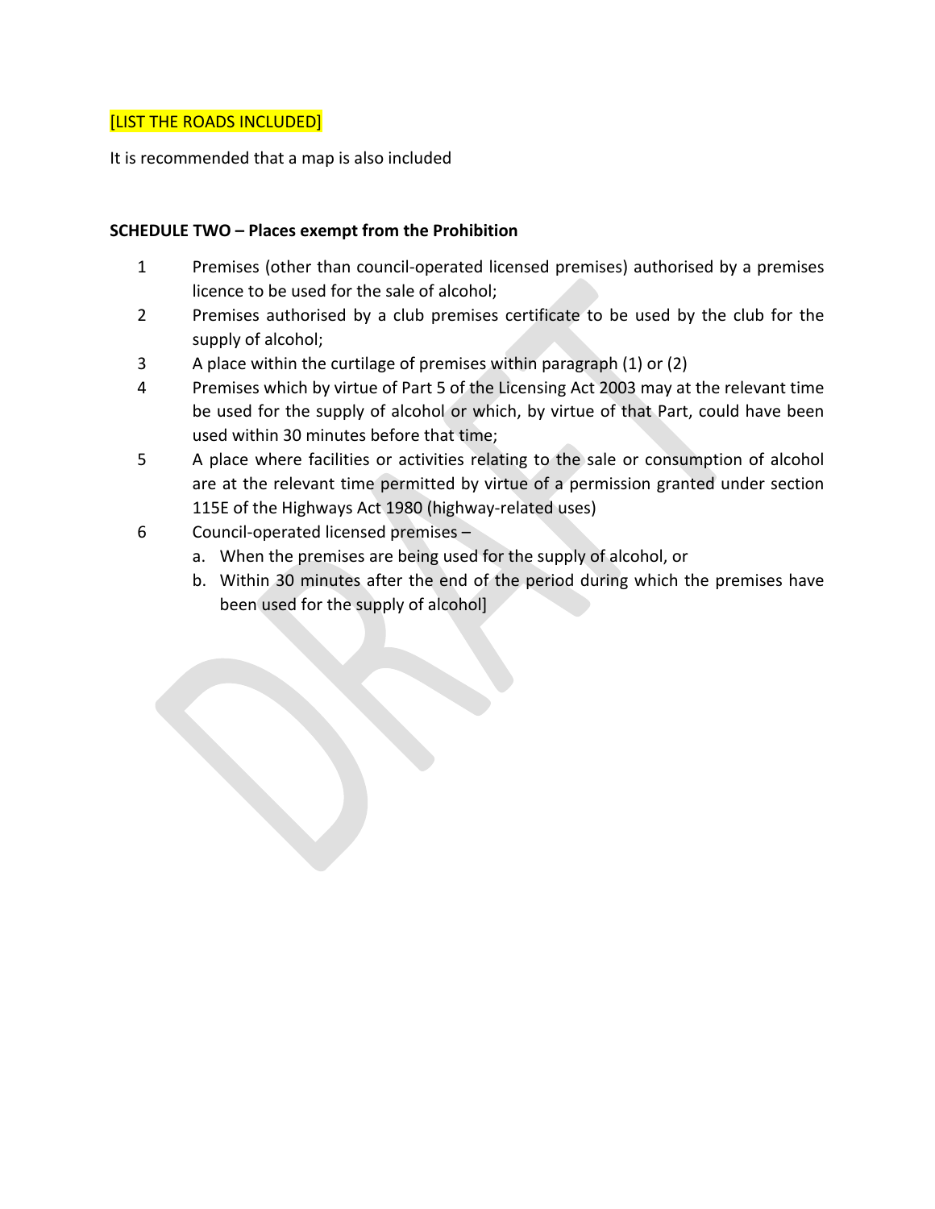[LIST THE ROADS INCLUDED]

It is recommended that a map is also included

**SCHEDULE TWO – Places exempt from the Prohibition**

1. Premises (other than council-operated licensed premises) authorised by a premises licence to be used for the sale of alcohol;
2. Premises authorised by a club premises certificate to be used by the club for the supply of alcohol;
3. A place within the curtilage of premises within paragraph (1) or (2)
4. Premises which by virtue of Part 5 of the Licensing Act 2003 may at the relevant time be used for the supply of alcohol or which, by virtue of that Part, could have been used within 30 minutes before that time;
5. A place where facilities or activities relating to the sale or consumption of alcohol are at the relevant time permitted by virtue of a permission granted under section 115E of the Highways Act 1980 (highway-related uses)
6. Council-operated licensed premises –
   a. When the premises are being used for the supply of alcohol, or
   b. Within 30 minutes after the end of the period during which the premises have been used for the supply of alcohol]